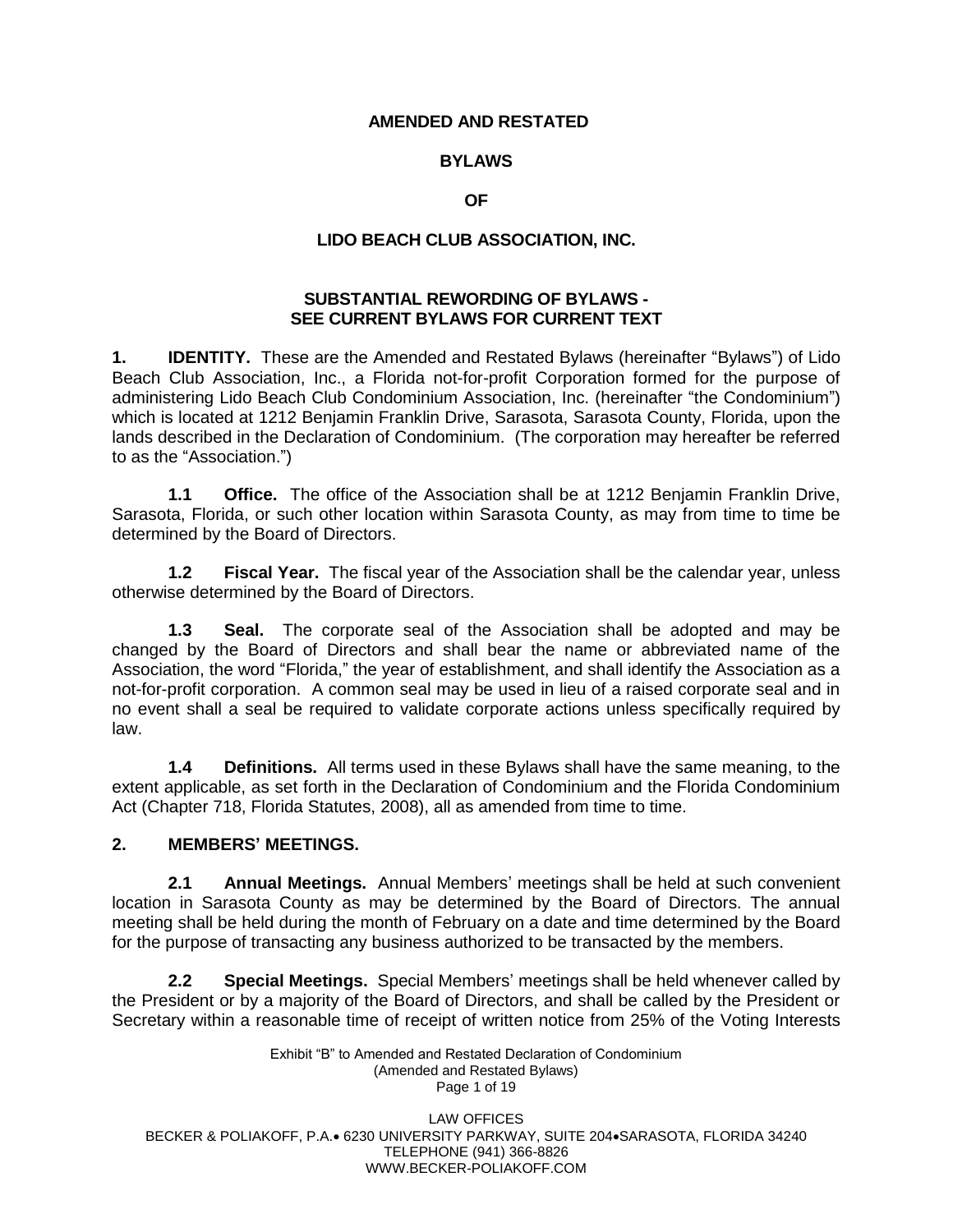# AMENDED AND RESTATED

# BYLAWS

# OF

# LIDO BEACH CLUB ASSOCIATION, INC.

**SUBSTANTIAL REWORDING OF BYLAWS -**
**SEE CURRENT BYLAWS FOR CURRENT TEXT**

**1. IDENTITY.** These are the Amended and Restated Bylaws (hereinafter "Bylaws") of Lido Beach Club Association, Inc., a Florida not-for-profit Corporation formed for the purpose of administering Lido Beach Club Condominium Association, Inc. (hereinafter "the Condominium") which is located at 1212 Benjamin Franklin Drive, Sarasota, Sarasota County, Florida, upon the lands described in the Declaration of Condominium. (The corporation may hereafter be referred to as the "Association.")

**1.1 Office.** The office of the Association shall be at 1212 Benjamin Franklin Drive, Sarasota, Florida, or such other location within Sarasota County, as may from time to time be determined by the Board of Directors.

**1.2 Fiscal Year.** The fiscal year of the Association shall be the calendar year, unless otherwise determined by the Board of Directors.

**1.3 Seal.** The corporate seal of the Association shall be adopted and may be changed by the Board of Directors and shall bear the name or abbreviated name of the Association, the word "Florida," the year of establishment, and shall identify the Association as a not-for-profit corporation. A common seal may be used in lieu of a raised corporate seal and in no event shall a seal be required to validate corporate actions unless specifically required by law.

**1.4 Definitions.** All terms used in these Bylaws shall have the same meaning, to the extent applicable, as set forth in the Declaration of Condominium and the Florida Condominium Act (Chapter 718, Florida Statutes, 2008), all as amended from time to time.

**2. MEMBERS' MEETINGS.**

**2.1 Annual Meetings.** Annual Members' meetings shall be held at such convenient location in Sarasota County as may be determined by the Board of Directors. The annual meeting shall be held during the month of February on a date and time determined by the Board for the purpose of transacting any business authorized to be transacted by the members.

**2.2 Special Meetings.** Special Members' meetings shall be held whenever called by the President or by a majority of the Board of Directors, and shall be called by the President or Secretary within a reasonable time of receipt of written notice from 25% of the Voting Interests

Exhibit "B" to Amended and Restated Declaration of Condominium
(Amended and Restated Bylaws)

LAW OFFICES
BECKER & POLIAKOFF, P.A.• 6230 UNIVERSITY PARKWAY, SUITE 204•SARASOTA, FLORIDA 34240
TELEPHONE (941) 366-8826
WWW.BECKER-POLIAKOFF.COM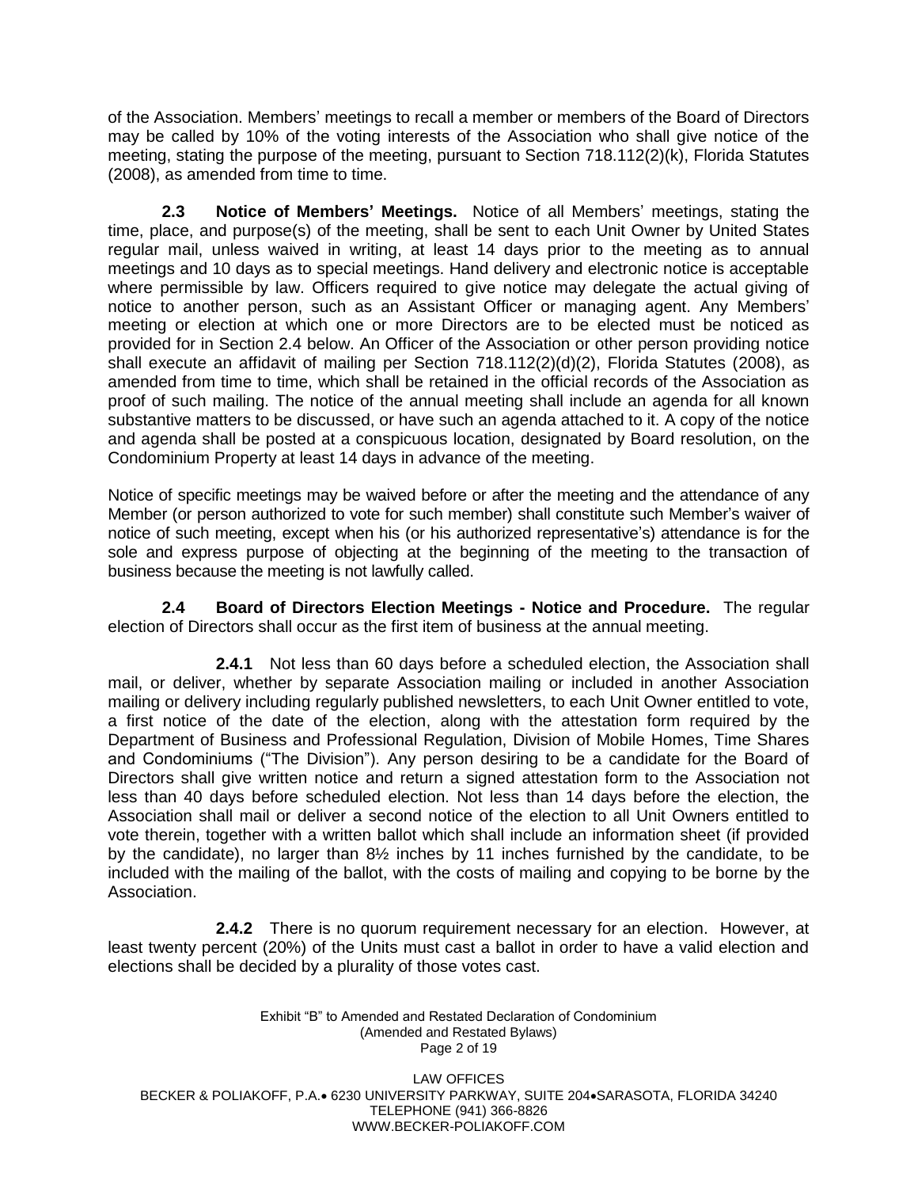of the Association. Members' meetings to recall a member or members of the Board of Directors may be called by 10% of the voting interests of the Association who shall give notice of the meeting, stating the purpose of the meeting, pursuant to Section 718.112(2)(k), Florida Statutes (2008), as amended from time to time.

**2.3 Notice of Members' Meetings.** Notice of all Members' meetings, stating the time, place, and purpose(s) of the meeting, shall be sent to each Unit Owner by United States regular mail, unless waived in writing, at least 14 days prior to the meeting as to annual meetings and 10 days as to special meetings. Hand delivery and electronic notice is acceptable where permissible by law. Officers required to give notice may delegate the actual giving of notice to another person, such as an Assistant Officer or managing agent. Any Members' meeting or election at which one or more Directors are to be elected must be noticed as provided for in Section 2.4 below. An Officer of the Association or other person providing notice shall execute an affidavit of mailing per Section 718.112(2)(d)(2), Florida Statutes (2008), as amended from time to time, which shall be retained in the official records of the Association as proof of such mailing. The notice of the annual meeting shall include an agenda for all known substantive matters to be discussed, or have such an agenda attached to it. A copy of the notice and agenda shall be posted at a conspicuous location, designated by Board resolution, on the Condominium Property at least 14 days in advance of the meeting.

Notice of specific meetings may be waived before or after the meeting and the attendance of any Member (or person authorized to vote for such member) shall constitute such Member's waiver of notice of such meeting, except when his (or his authorized representative's) attendance is for the sole and express purpose of objecting at the beginning of the meeting to the transaction of business because the meeting is not lawfully called.

**2.4 Board of Directors Election Meetings - Notice and Procedure.** The regular election of Directors shall occur as the first item of business at the annual meeting.

**2.4.1** Not less than 60 days before a scheduled election, the Association shall mail, or deliver, whether by separate Association mailing or included in another Association mailing or delivery including regularly published newsletters, to each Unit Owner entitled to vote, a first notice of the date of the election, along with the attestation form required by the Department of Business and Professional Regulation, Division of Mobile Homes, Time Shares and Condominiums ("The Division"). Any person desiring to be a candidate for the Board of Directors shall give written notice and return a signed attestation form to the Association not less than 40 days before scheduled election. Not less than 14 days before the election, the Association shall mail or deliver a second notice of the election to all Unit Owners entitled to vote therein, together with a written ballot which shall include an information sheet (if provided by the candidate), no larger than 8½ inches by 11 inches furnished by the candidate, to be included with the mailing of the ballot, with the costs of mailing and copying to be borne by the Association.

**2.4.2** There is no quorum requirement necessary for an election. However, at least twenty percent (20%) of the Units must cast a ballot in order to have a valid election and elections shall be decided by a plurality of those votes cast.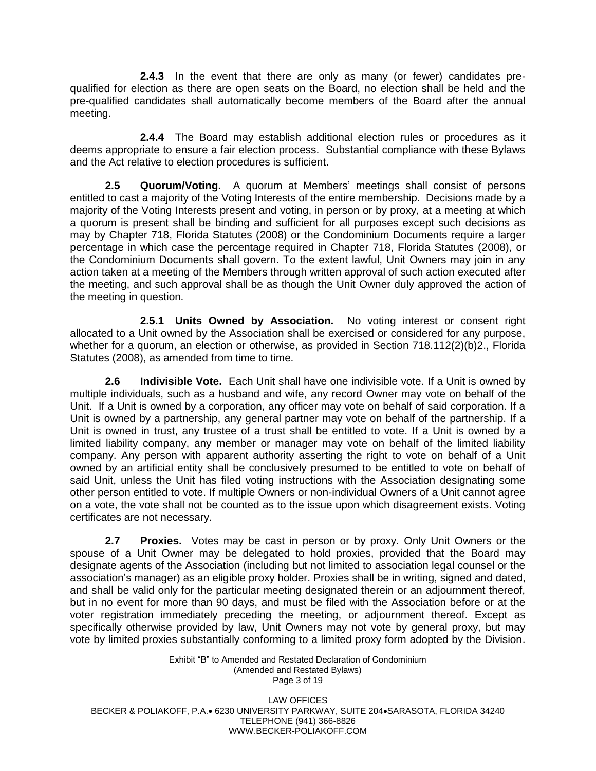**2.4.3** In the event that there are only as many (or fewer) candidates pre-qualified for election as there are open seats on the Board, no election shall be held and the pre-qualified candidates shall automatically become members of the Board after the annual meeting.

**2.4.4** The Board may establish additional election rules or procedures as it deems appropriate to ensure a fair election process. Substantial compliance with these Bylaws and the Act relative to election procedures is sufficient.

**2.5 Quorum/Voting.** A quorum at Members' meetings shall consist of persons entitled to cast a majority of the Voting Interests of the entire membership. Decisions made by a majority of the Voting Interests present and voting, in person or by proxy, at a meeting at which a quorum is present shall be binding and sufficient for all purposes except such decisions as may by Chapter 718, Florida Statutes (2008) or the Condominium Documents require a larger percentage in which case the percentage required in Chapter 718, Florida Statutes (2008), or the Condominium Documents shall govern. To the extent lawful, Unit Owners may join in any action taken at a meeting of the Members through written approval of such action executed after the meeting, and such approval shall be as though the Unit Owner duly approved the action of the meeting in question.

**2.5.1 Units Owned by Association.** No voting interest or consent right allocated to a Unit owned by the Association shall be exercised or considered for any purpose, whether for a quorum, an election or otherwise, as provided in Section 718.112(2)(b)2., Florida Statutes (2008), as amended from time to time.

**2.6 Indivisible Vote.** Each Unit shall have one indivisible vote. If a Unit is owned by multiple individuals, such as a husband and wife, any record Owner may vote on behalf of the Unit. If a Unit is owned by a corporation, any officer may vote on behalf of said corporation. If a Unit is owned by a partnership, any general partner may vote on behalf of the partnership. If a Unit is owned in trust, any trustee of a trust shall be entitled to vote. If a Unit is owned by a limited liability company, any member or manager may vote on behalf of the limited liability company. Any person with apparent authority asserting the right to vote on behalf of a Unit owned by an artificial entity shall be conclusively presumed to be entitled to vote on behalf of said Unit, unless the Unit has filed voting instructions with the Association designating some other person entitled to vote. If multiple Owners or non-individual Owners of a Unit cannot agree on a vote, the vote shall not be counted as to the issue upon which disagreement exists. Voting certificates are not necessary.

**2.7 Proxies.** Votes may be cast in person or by proxy. Only Unit Owners or the spouse of a Unit Owner may be delegated to hold proxies, provided that the Board may designate agents of the Association (including but not limited to association legal counsel or the association's manager) as an eligible proxy holder. Proxies shall be in writing, signed and dated, and shall be valid only for the particular meeting designated therein or an adjournment thereof, but in no event for more than 90 days, and must be filed with the Association before or at the voter registration immediately preceding the meeting, or adjournment thereof. Except as specifically otherwise provided by law, Unit Owners may not vote by general proxy, but may vote by limited proxies substantially conforming to a limited proxy form adopted by the Division.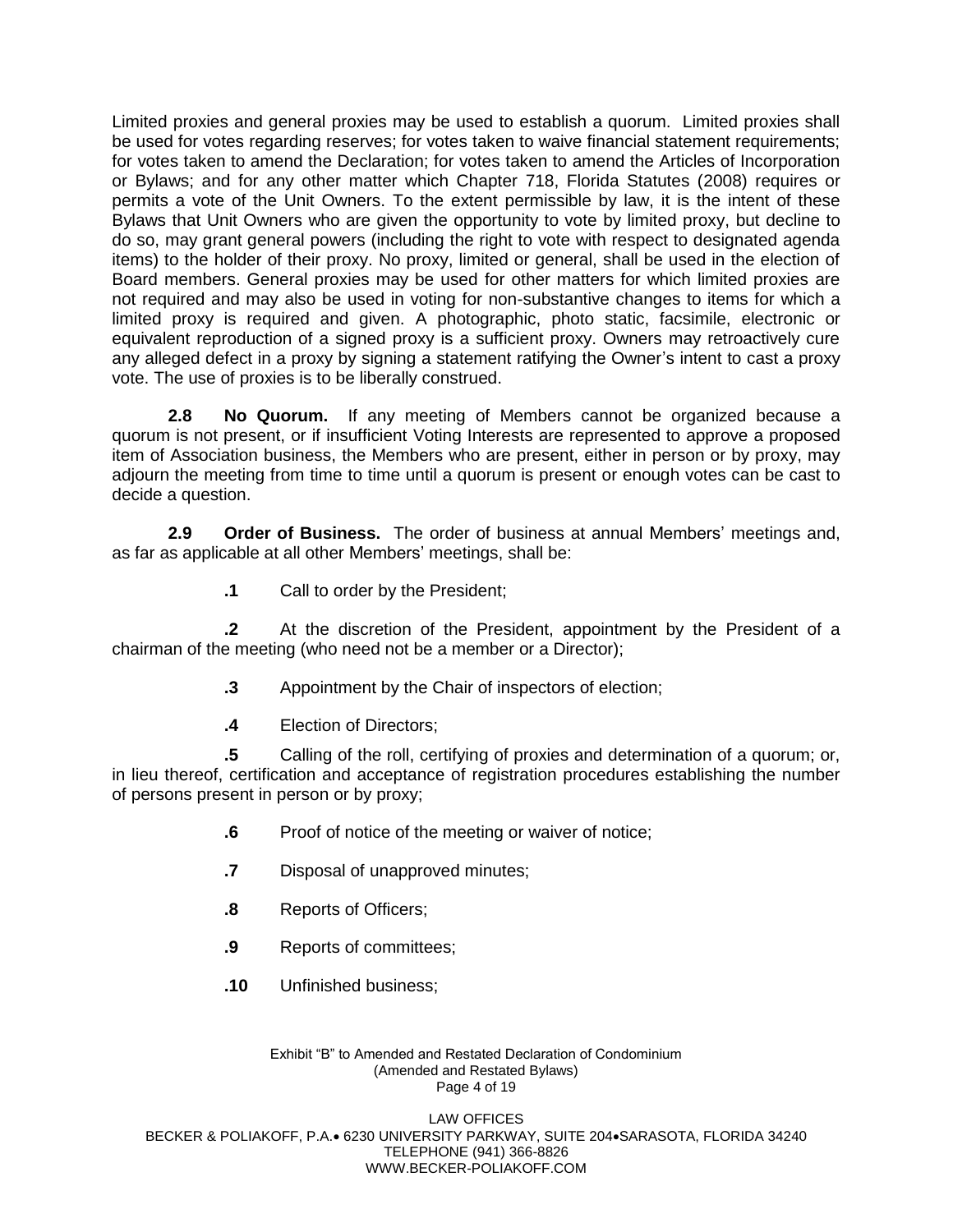Limited proxies and general proxies may be used to establish a quorum. Limited proxies shall be used for votes regarding reserves; for votes taken to waive financial statement requirements; for votes taken to amend the Declaration; for votes taken to amend the Articles of Incorporation or Bylaws; and for any other matter which Chapter 718, Florida Statutes (2008) requires or permits a vote of the Unit Owners. To the extent permissible by law, it is the intent of these Bylaws that Unit Owners who are given the opportunity to vote by limited proxy, but decline to do so, may grant general powers (including the right to vote with respect to designated agenda items) to the holder of their proxy. No proxy, limited or general, shall be used in the election of Board members. General proxies may be used for other matters for which limited proxies are not required and may also be used in voting for non-substantive changes to items for which a limited proxy is required and given. A photographic, photo static, facsimile, electronic or equivalent reproduction of a signed proxy is a sufficient proxy. Owners may retroactively cure any alleged defect in a proxy by signing a statement ratifying the Owner's intent to cast a proxy vote. The use of proxies is to be liberally construed.

**2.8 No Quorum.** If any meeting of Members cannot be organized because a quorum is not present, or if insufficient Voting Interests are represented to approve a proposed item of Association business, the Members who are present, either in person or by proxy, may adjourn the meeting from time to time until a quorum is present or enough votes can be cast to decide a question.

**2.9 Order of Business.** The order of business at annual Members' meetings and, as far as applicable at all other Members' meetings, shall be:

**.1** Call to order by the President;

**.2** At the discretion of the President, appointment by the President of a chairman of the meeting (who need not be a member or a Director);

**.3** Appointment by the Chair of inspectors of election;

**.4** Election of Directors;

**.5** Calling of the roll, certifying of proxies and determination of a quorum; or, in lieu thereof, certification and acceptance of registration procedures establishing the number of persons present in person or by proxy;

**.6** Proof of notice of the meeting or waiver of notice;

**.7** Disposal of unapproved minutes;

**.8** Reports of Officers;

**.9** Reports of committees;

**.10** Unfinished business;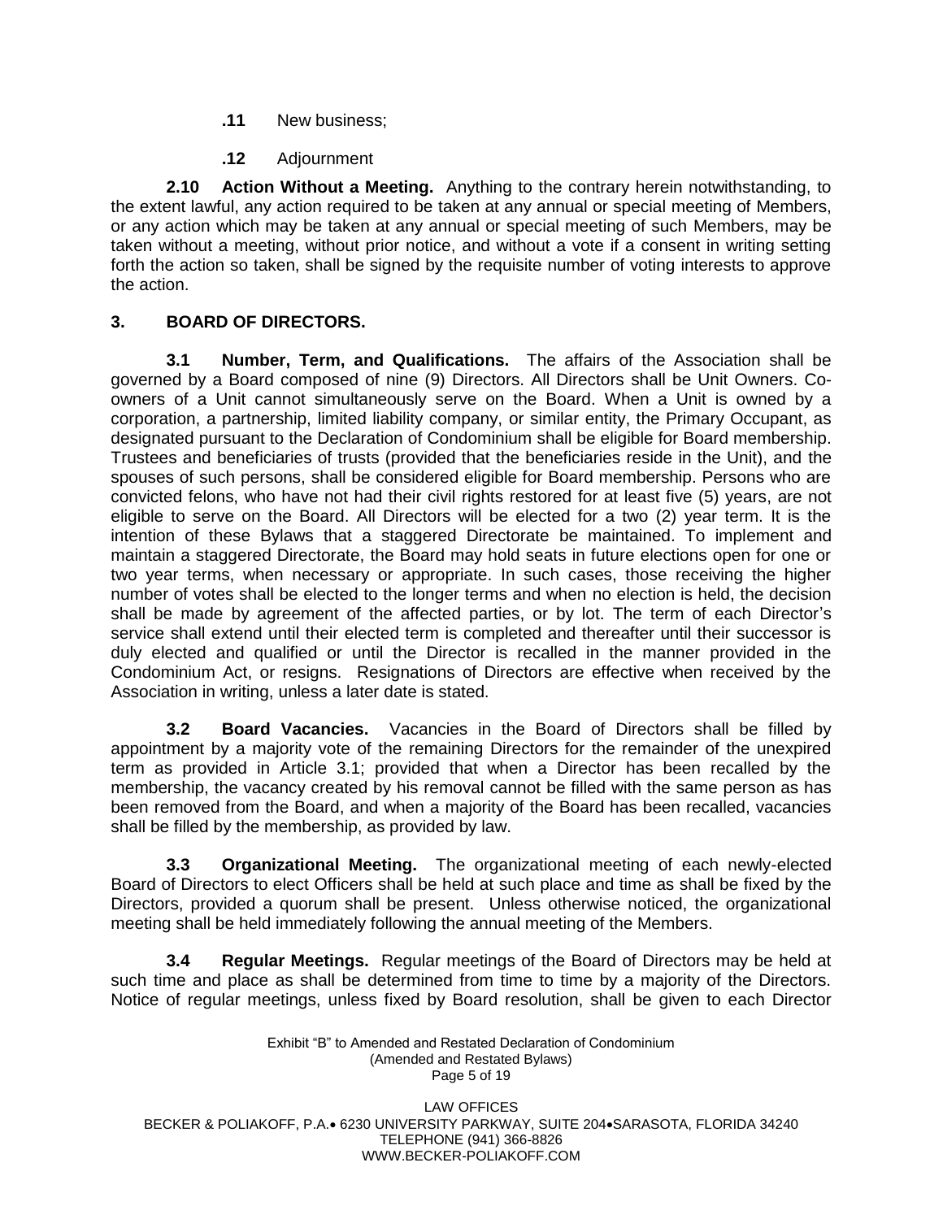**.11** New business;

**.12** Adjournment

**2.10 Action Without a Meeting.** Anything to the contrary herein notwithstanding, to the extent lawful, any action required to be taken at any annual or special meeting of Members, or any action which may be taken at any annual or special meeting of such Members, may be taken without a meeting, without prior notice, and without a vote if a consent in writing setting forth the action so taken, shall be signed by the requisite number of voting interests to approve the action.

## 3. BOARD OF DIRECTORS.

**3.1 Number, Term, and Qualifications.** The affairs of the Association shall be governed by a Board composed of nine (9) Directors. All Directors shall be Unit Owners. Co-owners of a Unit cannot simultaneously serve on the Board. When a Unit is owned by a corporation, a partnership, limited liability company, or similar entity, the Primary Occupant, as designated pursuant to the Declaration of Condominium shall be eligible for Board membership. Trustees and beneficiaries of trusts (provided that the beneficiaries reside in the Unit), and the spouses of such persons, shall be considered eligible for Board membership. Persons who are convicted felons, who have not had their civil rights restored for at least five (5) years, are not eligible to serve on the Board. All Directors will be elected for a two (2) year term. It is the intention of these Bylaws that a staggered Directorate be maintained. To implement and maintain a staggered Directorate, the Board may hold seats in future elections open for one or two year terms, when necessary or appropriate. In such cases, those receiving the higher number of votes shall be elected to the longer terms and when no election is held, the decision shall be made by agreement of the affected parties, or by lot. The term of each Director's service shall extend until their elected term is completed and thereafter until their successor is duly elected and qualified or until the Director is recalled in the manner provided in the Condominium Act, or resigns. Resignations of Directors are effective when received by the Association in writing, unless a later date is stated.

**3.2 Board Vacancies.** Vacancies in the Board of Directors shall be filled by appointment by a majority vote of the remaining Directors for the remainder of the unexpired term as provided in Article 3.1; provided that when a Director has been recalled by the membership, the vacancy created by his removal cannot be filled with the same person as has been removed from the Board, and when a majority of the Board has been recalled, vacancies shall be filled by the membership, as provided by law.

**3.3 Organizational Meeting.** The organizational meeting of each newly-elected Board of Directors to elect Officers shall be held at such place and time as shall be fixed by the Directors, provided a quorum shall be present. Unless otherwise noticed, the organizational meeting shall be held immediately following the annual meeting of the Members.

**3.4 Regular Meetings.** Regular meetings of the Board of Directors may be held at such time and place as shall be determined from time to time by a majority of the Directors. Notice of regular meetings, unless fixed by Board resolution, shall be given to each Director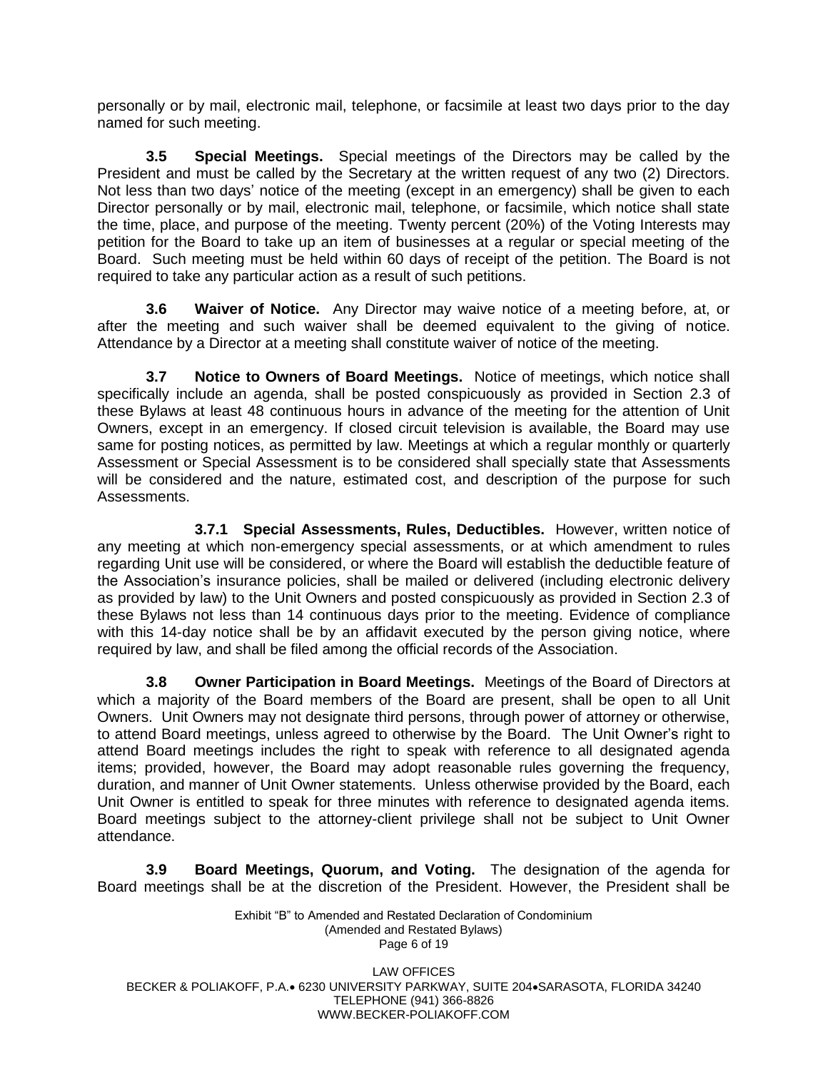personally or by mail, electronic mail, telephone, or facsimile at least two days prior to the day named for such meeting.

**3.5 Special Meetings.** Special meetings of the Directors may be called by the President and must be called by the Secretary at the written request of any two (2) Directors. Not less than two days' notice of the meeting (except in an emergency) shall be given to each Director personally or by mail, electronic mail, telephone, or facsimile, which notice shall state the time, place, and purpose of the meeting. Twenty percent (20%) of the Voting Interests may petition for the Board to take up an item of businesses at a regular or special meeting of the Board. Such meeting must be held within 60 days of receipt of the petition. The Board is not required to take any particular action as a result of such petitions.

**3.6 Waiver of Notice.** Any Director may waive notice of a meeting before, at, or after the meeting and such waiver shall be deemed equivalent to the giving of notice. Attendance by a Director at a meeting shall constitute waiver of notice of the meeting.

**3.7 Notice to Owners of Board Meetings.** Notice of meetings, which notice shall specifically include an agenda, shall be posted conspicuously as provided in Section 2.3 of these Bylaws at least 48 continuous hours in advance of the meeting for the attention of Unit Owners, except in an emergency. If closed circuit television is available, the Board may use same for posting notices, as permitted by law. Meetings at which a regular monthly or quarterly Assessment or Special Assessment is to be considered shall specially state that Assessments will be considered and the nature, estimated cost, and description of the purpose for such Assessments.

**3.7.1 Special Assessments, Rules, Deductibles.** However, written notice of any meeting at which non-emergency special assessments, or at which amendment to rules regarding Unit use will be considered, or where the Board will establish the deductible feature of the Association's insurance policies, shall be mailed or delivered (including electronic delivery as provided by law) to the Unit Owners and posted conspicuously as provided in Section 2.3 of these Bylaws not less than 14 continuous days prior to the meeting. Evidence of compliance with this 14-day notice shall be by an affidavit executed by the person giving notice, where required by law, and shall be filed among the official records of the Association.

**3.8 Owner Participation in Board Meetings.** Meetings of the Board of Directors at which a majority of the Board members of the Board are present, shall be open to all Unit Owners. Unit Owners may not designate third persons, through power of attorney or otherwise, to attend Board meetings, unless agreed to otherwise by the Board. The Unit Owner's right to attend Board meetings includes the right to speak with reference to all designated agenda items; provided, however, the Board may adopt reasonable rules governing the frequency, duration, and manner of Unit Owner statements. Unless otherwise provided by the Board, each Unit Owner is entitled to speak for three minutes with reference to designated agenda items. Board meetings subject to the attorney-client privilege shall not be subject to Unit Owner attendance.

**3.9 Board Meetings, Quorum, and Voting.** The designation of the agenda for Board meetings shall be at the discretion of the President. However, the President shall be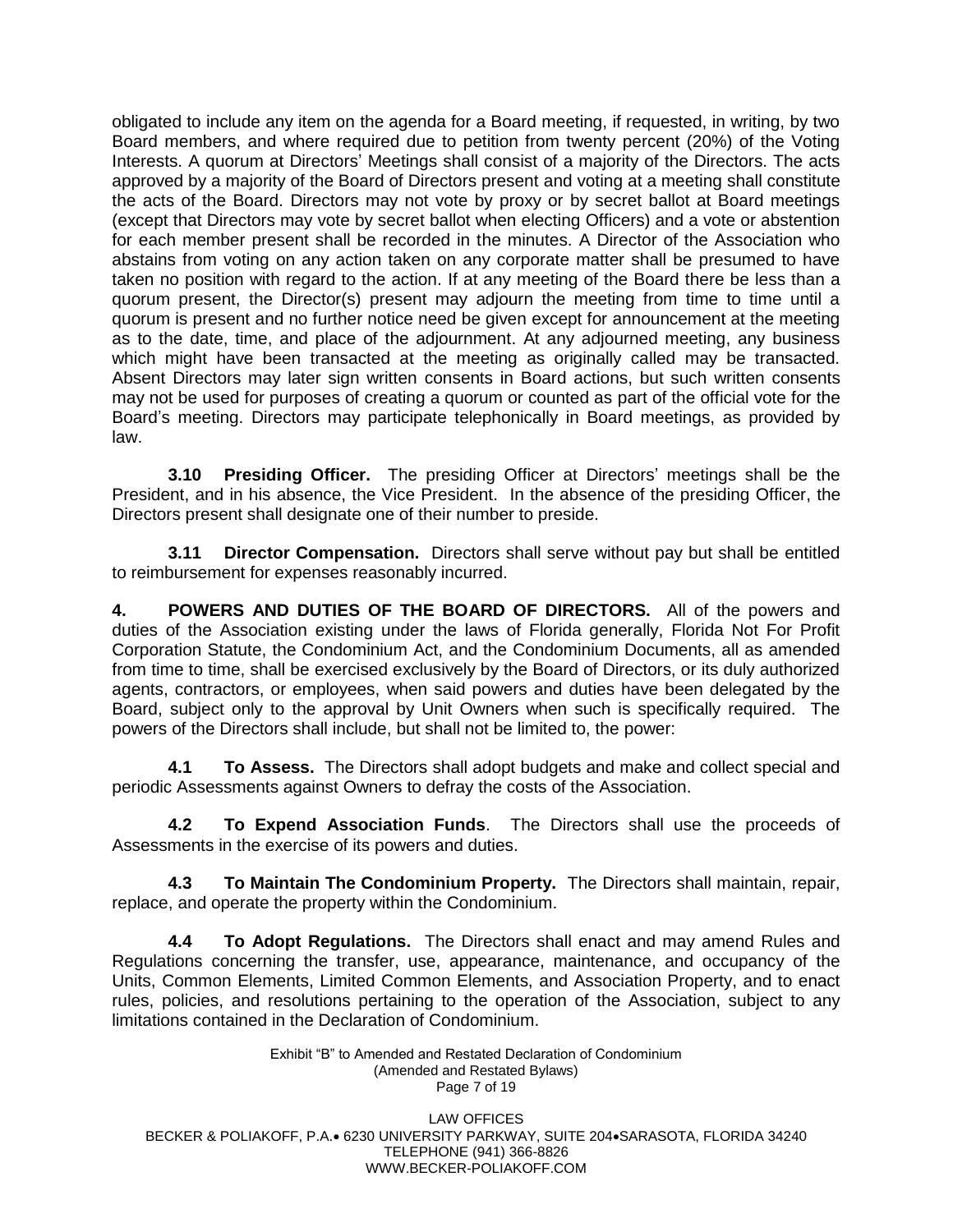obligated to include any item on the agenda for a Board meeting, if requested, in writing, by two Board members, and where required due to petition from twenty percent (20%) of the Voting Interests. A quorum at Directors' Meetings shall consist of a majority of the Directors. The acts approved by a majority of the Board of Directors present and voting at a meeting shall constitute the acts of the Board. Directors may not vote by proxy or by secret ballot at Board meetings (except that Directors may vote by secret ballot when electing Officers) and a vote or abstention for each member present shall be recorded in the minutes. A Director of the Association who abstains from voting on any action taken on any corporate matter shall be presumed to have taken no position with regard to the action. If at any meeting of the Board there be less than a quorum present, the Director(s) present may adjourn the meeting from time to time until a quorum is present and no further notice need be given except for announcement at the meeting as to the date, time, and place of the adjournment. At any adjourned meeting, any business which might have been transacted at the meeting as originally called may be transacted. Absent Directors may later sign written consents in Board actions, but such written consents may not be used for purposes of creating a quorum or counted as part of the official vote for the Board's meeting. Directors may participate telephonically in Board meetings, as provided by law.

**3.10 Presiding Officer.** The presiding Officer at Directors' meetings shall be the President, and in his absence, the Vice President. In the absence of the presiding Officer, the Directors present shall designate one of their number to preside.

**3.11 Director Compensation.** Directors shall serve without pay but shall be entitled to reimbursement for expenses reasonably incurred.

**4. POWERS AND DUTIES OF THE BOARD OF DIRECTORS.** All of the powers and duties of the Association existing under the laws of Florida generally, Florida Not For Profit Corporation Statute, the Condominium Act, and the Condominium Documents, all as amended from time to time, shall be exercised exclusively by the Board of Directors, or its duly authorized agents, contractors, or employees, when said powers and duties have been delegated by the Board, subject only to the approval by Unit Owners when such is specifically required. The powers of the Directors shall include, but shall not be limited to, the power:

**4.1 To Assess.** The Directors shall adopt budgets and make and collect special and periodic Assessments against Owners to defray the costs of the Association.

**4.2 To Expend Association Funds**. The Directors shall use the proceeds of Assessments in the exercise of its powers and duties.

**4.3 To Maintain The Condominium Property.** The Directors shall maintain, repair, replace, and operate the property within the Condominium.

**4.4 To Adopt Regulations.** The Directors shall enact and may amend Rules and Regulations concerning the transfer, use, appearance, maintenance, and occupancy of the Units, Common Elements, Limited Common Elements, and Association Property, and to enact rules, policies, and resolutions pertaining to the operation of the Association, subject to any limitations contained in the Declaration of Condominium.

Exhibit "B" to Amended and Restated Declaration of Condominium
(Amended and Restated Bylaws)

LAW OFFICES
BECKER & POLIAKOFF, P.A.• 6230 UNIVERSITY PARKWAY, SUITE 204•SARASOTA, FLORIDA 34240
TELEPHONE (941) 366-8826
WWW.BECKER-POLIAKOFF.COM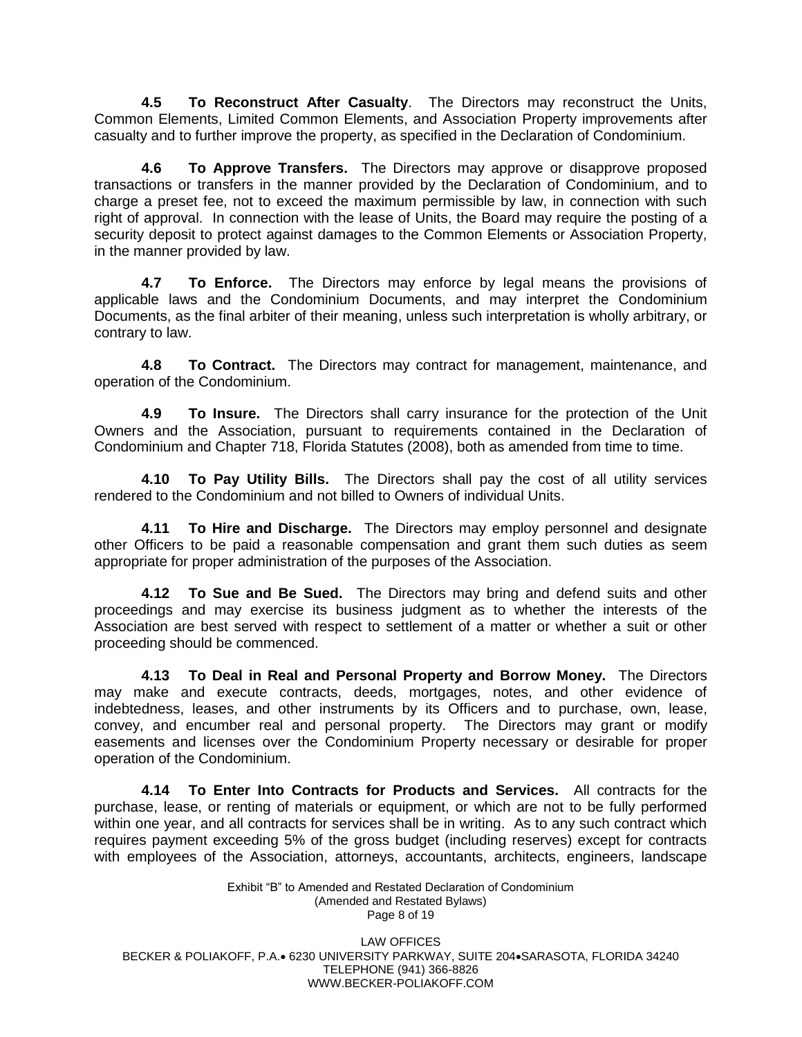**4.5 To Reconstruct After Casualty**. The Directors may reconstruct the Units, Common Elements, Limited Common Elements, and Association Property improvements after casualty and to further improve the property, as specified in the Declaration of Condominium.

**4.6 To Approve Transfers.** The Directors may approve or disapprove proposed transactions or transfers in the manner provided by the Declaration of Condominium, and to charge a preset fee, not to exceed the maximum permissible by law, in connection with such right of approval. In connection with the lease of Units, the Board may require the posting of a security deposit to protect against damages to the Common Elements or Association Property, in the manner provided by law.

**4.7 To Enforce.** The Directors may enforce by legal means the provisions of applicable laws and the Condominium Documents, and may interpret the Condominium Documents, as the final arbiter of their meaning, unless such interpretation is wholly arbitrary, or contrary to law.

**4.8 To Contract.** The Directors may contract for management, maintenance, and operation of the Condominium.

**4.9 To Insure.** The Directors shall carry insurance for the protection of the Unit Owners and the Association, pursuant to requirements contained in the Declaration of Condominium and Chapter 718, Florida Statutes (2008), both as amended from time to time.

**4.10 To Pay Utility Bills.** The Directors shall pay the cost of all utility services rendered to the Condominium and not billed to Owners of individual Units.

**4.11 To Hire and Discharge.** The Directors may employ personnel and designate other Officers to be paid a reasonable compensation and grant them such duties as seem appropriate for proper administration of the purposes of the Association.

**4.12 To Sue and Be Sued.** The Directors may bring and defend suits and other proceedings and may exercise its business judgment as to whether the interests of the Association are best served with respect to settlement of a matter or whether a suit or other proceeding should be commenced.

**4.13 To Deal in Real and Personal Property and Borrow Money.** The Directors may make and execute contracts, deeds, mortgages, notes, and other evidence of indebtedness, leases, and other instruments by its Officers and to purchase, own, lease, convey, and encumber real and personal property. The Directors may grant or modify easements and licenses over the Condominium Property necessary or desirable for proper operation of the Condominium.

**4.14 To Enter Into Contracts for Products and Services.** All contracts for the purchase, lease, or renting of materials or equipment, or which are not to be fully performed within one year, and all contracts for services shall be in writing. As to any such contract which requires payment exceeding 5% of the gross budget (including reserves) except for contracts with employees of the Association, attorneys, accountants, architects, engineers, landscape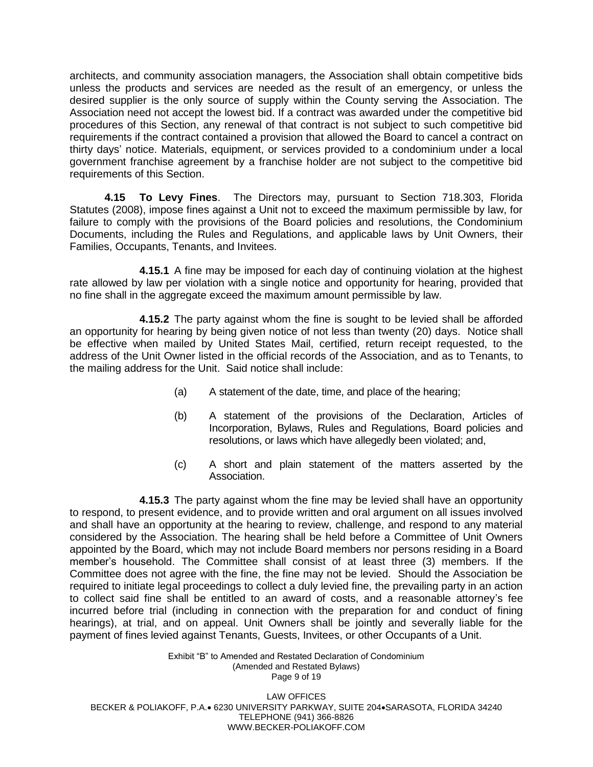architects, and community association managers, the Association shall obtain competitive bids unless the products and services are needed as the result of an emergency, or unless the desired supplier is the only source of supply within the County serving the Association. The Association need not accept the lowest bid. If a contract was awarded under the competitive bid procedures of this Section, any renewal of that contract is not subject to such competitive bid requirements if the contract contained a provision that allowed the Board to cancel a contract on thirty days' notice. Materials, equipment, or services provided to a condominium under a local government franchise agreement by a franchise holder are not subject to the competitive bid requirements of this Section.

**4.15 To Levy Fines**. The Directors may, pursuant to Section 718.303, Florida Statutes (2008), impose fines against a Unit not to exceed the maximum permissible by law, for failure to comply with the provisions of the Board policies and resolutions, the Condominium Documents, including the Rules and Regulations, and applicable laws by Unit Owners, their Families, Occupants, Tenants, and Invitees.

**4.15.1** A fine may be imposed for each day of continuing violation at the highest rate allowed by law per violation with a single notice and opportunity for hearing, provided that no fine shall in the aggregate exceed the maximum amount permissible by law.

**4.15.2** The party against whom the fine is sought to be levied shall be afforded an opportunity for hearing by being given notice of not less than twenty (20) days. Notice shall be effective when mailed by United States Mail, certified, return receipt requested, to the address of the Unit Owner listed in the official records of the Association, and as to Tenants, to the mailing address for the Unit. Said notice shall include:

(a) A statement of the date, time, and place of the hearing;

(b) A statement of the provisions of the Declaration, Articles of Incorporation, Bylaws, Rules and Regulations, Board policies and resolutions, or laws which have allegedly been violated; and,

(c) A short and plain statement of the matters asserted by the Association.

**4.15.3** The party against whom the fine may be levied shall have an opportunity to respond, to present evidence, and to provide written and oral argument on all issues involved and shall have an opportunity at the hearing to review, challenge, and respond to any material considered by the Association. The hearing shall be held before a Committee of Unit Owners appointed by the Board, which may not include Board members nor persons residing in a Board member's household. The Committee shall consist of at least three (3) members. If the Committee does not agree with the fine, the fine may not be levied. Should the Association be required to initiate legal proceedings to collect a duly levied fine, the prevailing party in an action to collect said fine shall be entitled to an award of costs, and a reasonable attorney's fee incurred before trial (including in connection with the preparation for and conduct of fining hearings), at trial, and on appeal. Unit Owners shall be jointly and severally liable for the payment of fines levied against Tenants, Guests, Invitees, or other Occupants of a Unit.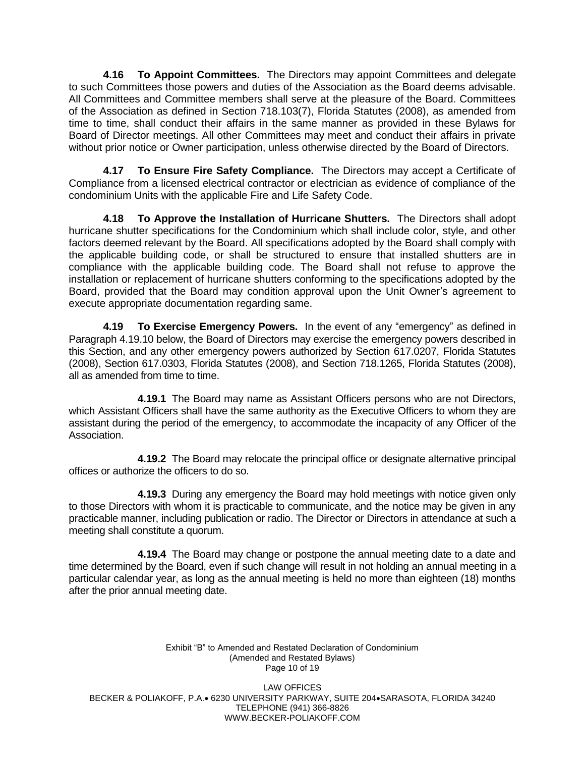**4.16 To Appoint Committees.** The Directors may appoint Committees and delegate to such Committees those powers and duties of the Association as the Board deems advisable. All Committees and Committee members shall serve at the pleasure of the Board. Committees of the Association as defined in Section 718.103(7), Florida Statutes (2008), as amended from time to time, shall conduct their affairs in the same manner as provided in these Bylaws for Board of Director meetings. All other Committees may meet and conduct their affairs in private without prior notice or Owner participation, unless otherwise directed by the Board of Directors.

**4.17 To Ensure Fire Safety Compliance.** The Directors may accept a Certificate of Compliance from a licensed electrical contractor or electrician as evidence of compliance of the condominium Units with the applicable Fire and Life Safety Code.

**4.18 To Approve the Installation of Hurricane Shutters.** The Directors shall adopt hurricane shutter specifications for the Condominium which shall include color, style, and other factors deemed relevant by the Board. All specifications adopted by the Board shall comply with the applicable building code, or shall be structured to ensure that installed shutters are in compliance with the applicable building code. The Board shall not refuse to approve the installation or replacement of hurricane shutters conforming to the specifications adopted by the Board, provided that the Board may condition approval upon the Unit Owner's agreement to execute appropriate documentation regarding same.

**4.19 To Exercise Emergency Powers.** In the event of any "emergency" as defined in Paragraph 4.19.10 below, the Board of Directors may exercise the emergency powers described in this Section, and any other emergency powers authorized by Section 617.0207, Florida Statutes (2008), Section 617.0303, Florida Statutes (2008), and Section 718.1265, Florida Statutes (2008), all as amended from time to time.

**4.19.1** The Board may name as Assistant Officers persons who are not Directors, which Assistant Officers shall have the same authority as the Executive Officers to whom they are assistant during the period of the emergency, to accommodate the incapacity of any Officer of the Association.

**4.19.2** The Board may relocate the principal office or designate alternative principal offices or authorize the officers to do so.

**4.19.3** During any emergency the Board may hold meetings with notice given only to those Directors with whom it is practicable to communicate, and the notice may be given in any practicable manner, including publication or radio. The Director or Directors in attendance at such a meeting shall constitute a quorum.

**4.19.4** The Board may change or postpone the annual meeting date to a date and time determined by the Board, even if such change will result in not holding an annual meeting in a particular calendar year, as long as the annual meeting is held no more than eighteen (18) months after the prior annual meeting date.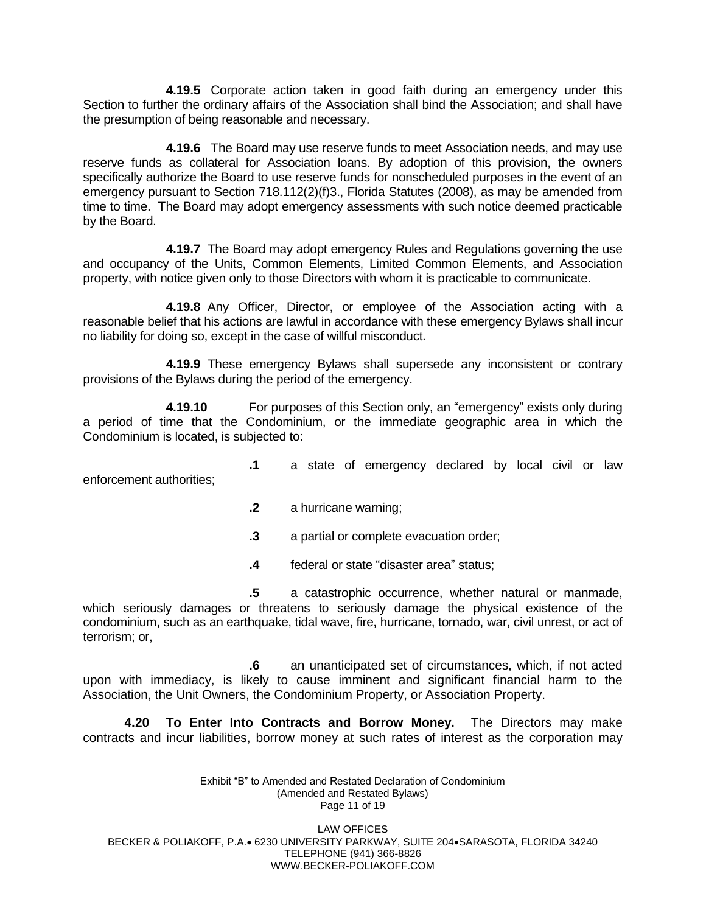**4.19.5** Corporate action taken in good faith during an emergency under this Section to further the ordinary affairs of the Association shall bind the Association; and shall have the presumption of being reasonable and necessary.

**4.19.6** The Board may use reserve funds to meet Association needs, and may use reserve funds as collateral for Association loans. By adoption of this provision, the owners specifically authorize the Board to use reserve funds for nonscheduled purposes in the event of an emergency pursuant to Section 718.112(2)(f)3., Florida Statutes (2008), as may be amended from time to time. The Board may adopt emergency assessments with such notice deemed practicable by the Board.

**4.19.7** The Board may adopt emergency Rules and Regulations governing the use and occupancy of the Units, Common Elements, Limited Common Elements, and Association property, with notice given only to those Directors with whom it is practicable to communicate.

**4.19.8** Any Officer, Director, or employee of the Association acting with a reasonable belief that his actions are lawful in accordance with these emergency Bylaws shall incur no liability for doing so, except in the case of willful misconduct.

**4.19.9** These emergency Bylaws shall supersede any inconsistent or contrary provisions of the Bylaws during the period of the emergency.

**4.19.10** For purposes of this Section only, an "emergency" exists only during a period of time that the Condominium, or the immediate geographic area in which the Condominium is located, is subjected to:

**.1** a state of emergency declared by local civil or law enforcement authorities;

**.2** a hurricane warning;

**.3** a partial or complete evacuation order;

**.4** federal or state "disaster area" status;

**.5** a catastrophic occurrence, whether natural or manmade, which seriously damages or threatens to seriously damage the physical existence of the condominium, such as an earthquake, tidal wave, fire, hurricane, tornado, war, civil unrest, or act of terrorism; or,

**.6** an unanticipated set of circumstances, which, if not acted upon with immediacy, is likely to cause imminent and significant financial harm to the Association, the Unit Owners, the Condominium Property, or Association Property.

**4.20 To Enter Into Contracts and Borrow Money.** The Directors may make contracts and incur liabilities, borrow money at such rates of interest as the corporation may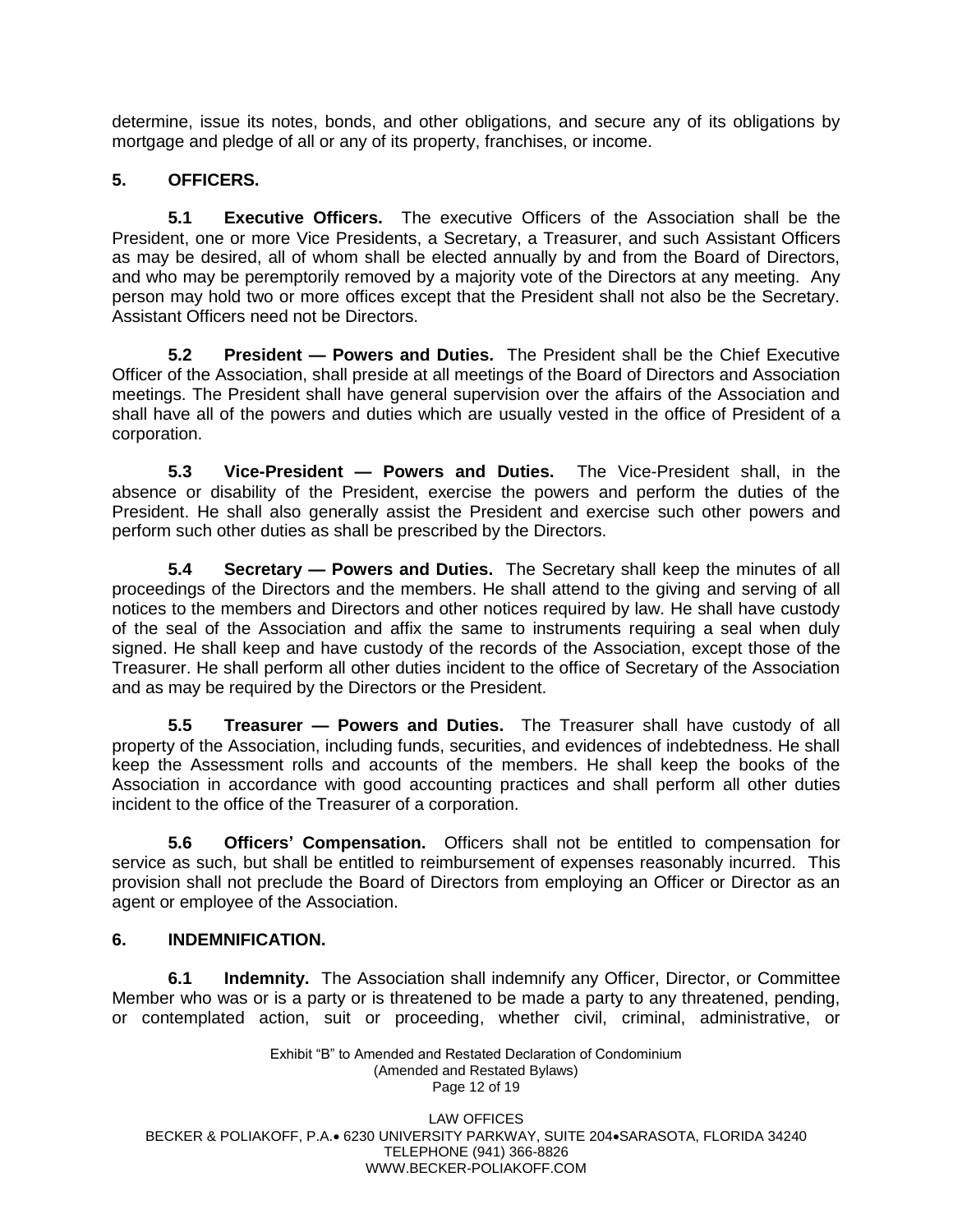determine, issue its notes, bonds, and other obligations, and secure any of its obligations by mortgage and pledge of all or any of its property, franchises, or income.

## 5. OFFICERS.

**5.1 Executive Officers.** The executive Officers of the Association shall be the President, one or more Vice Presidents, a Secretary, a Treasurer, and such Assistant Officers as may be desired, all of whom shall be elected annually by and from the Board of Directors, and who may be peremptorily removed by a majority vote of the Directors at any meeting. Any person may hold two or more offices except that the President shall not also be the Secretary. Assistant Officers need not be Directors.

**5.2 President — Powers and Duties.** The President shall be the Chief Executive Officer of the Association, shall preside at all meetings of the Board of Directors and Association meetings. The President shall have general supervision over the affairs of the Association and shall have all of the powers and duties which are usually vested in the office of President of a corporation.

**5.3 Vice-President — Powers and Duties.** The Vice-President shall, in the absence or disability of the President, exercise the powers and perform the duties of the President. He shall also generally assist the President and exercise such other powers and perform such other duties as shall be prescribed by the Directors.

**5.4 Secretary — Powers and Duties.** The Secretary shall keep the minutes of all proceedings of the Directors and the members. He shall attend to the giving and serving of all notices to the members and Directors and other notices required by law. He shall have custody of the seal of the Association and affix the same to instruments requiring a seal when duly signed. He shall keep and have custody of the records of the Association, except those of the Treasurer. He shall perform all other duties incident to the office of Secretary of the Association and as may be required by the Directors or the President.

**5.5 Treasurer — Powers and Duties.** The Treasurer shall have custody of all property of the Association, including funds, securities, and evidences of indebtedness. He shall keep the Assessment rolls and accounts of the members. He shall keep the books of the Association in accordance with good accounting practices and shall perform all other duties incident to the office of the Treasurer of a corporation.

**5.6 Officers' Compensation.** Officers shall not be entitled to compensation for service as such, but shall be entitled to reimbursement of expenses reasonably incurred. This provision shall not preclude the Board of Directors from employing an Officer or Director as an agent or employee of the Association.

## 6. INDEMNIFICATION.

**6.1 Indemnity.** The Association shall indemnify any Officer, Director, or Committee Member who was or is a party or is threatened to be made a party to any threatened, pending, or contemplated action, suit or proceeding, whether civil, criminal, administrative, or

Exhibit "B" to Amended and Restated Declaration of Condominium
(Amended and Restated Bylaws)

LAW OFFICES
BECKER & POLIAKOFF, P.A.• 6230 UNIVERSITY PARKWAY, SUITE 204•SARASOTA, FLORIDA 34240
TELEPHONE (941) 366-8826
WWW.BECKER-POLIAKOFF.COM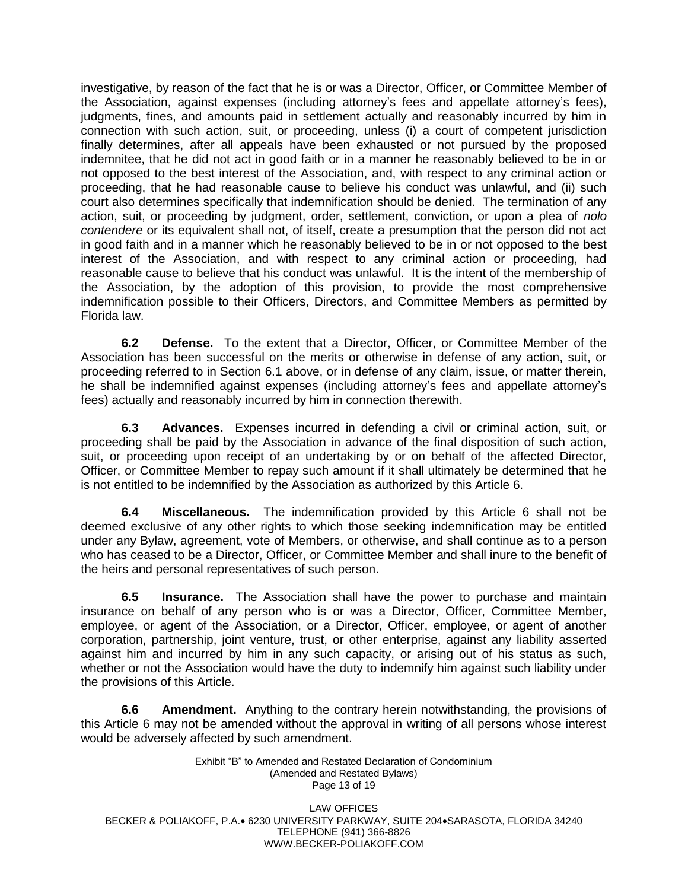investigative, by reason of the fact that he is or was a Director, Officer, or Committee Member of the Association, against expenses (including attorney's fees and appellate attorney's fees), judgments, fines, and amounts paid in settlement actually and reasonably incurred by him in connection with such action, suit, or proceeding, unless (i) a court of competent jurisdiction finally determines, after all appeals have been exhausted or not pursued by the proposed indemnitee, that he did not act in good faith or in a manner he reasonably believed to be in or not opposed to the best interest of the Association, and, with respect to any criminal action or proceeding, that he had reasonable cause to believe his conduct was unlawful, and (ii) such court also determines specifically that indemnification should be denied. The termination of any action, suit, or proceeding by judgment, order, settlement, conviction, or upon a plea of *nolo contendere* or its equivalent shall not, of itself, create a presumption that the person did not act in good faith and in a manner which he reasonably believed to be in or not opposed to the best interest of the Association, and with respect to any criminal action or proceeding, had reasonable cause to believe that his conduct was unlawful. It is the intent of the membership of the Association, by the adoption of this provision, to provide the most comprehensive indemnification possible to their Officers, Directors, and Committee Members as permitted by Florida law.

**6.2 Defense.** To the extent that a Director, Officer, or Committee Member of the Association has been successful on the merits or otherwise in defense of any action, suit, or proceeding referred to in Section 6.1 above, or in defense of any claim, issue, or matter therein, he shall be indemnified against expenses (including attorney's fees and appellate attorney's fees) actually and reasonably incurred by him in connection therewith.

**6.3 Advances.** Expenses incurred in defending a civil or criminal action, suit, or proceeding shall be paid by the Association in advance of the final disposition of such action, suit, or proceeding upon receipt of an undertaking by or on behalf of the affected Director, Officer, or Committee Member to repay such amount if it shall ultimately be determined that he is not entitled to be indemnified by the Association as authorized by this Article 6.

**6.4 Miscellaneous.** The indemnification provided by this Article 6 shall not be deemed exclusive of any other rights to which those seeking indemnification may be entitled under any Bylaw, agreement, vote of Members, or otherwise, and shall continue as to a person who has ceased to be a Director, Officer, or Committee Member and shall inure to the benefit of the heirs and personal representatives of such person.

**6.5 Insurance.** The Association shall have the power to purchase and maintain insurance on behalf of any person who is or was a Director, Officer, Committee Member, employee, or agent of the Association, or a Director, Officer, employee, or agent of another corporation, partnership, joint venture, trust, or other enterprise, against any liability asserted against him and incurred by him in any such capacity, or arising out of his status as such, whether or not the Association would have the duty to indemnify him against such liability under the provisions of this Article.

**6.6 Amendment.** Anything to the contrary herein notwithstanding, the provisions of this Article 6 may not be amended without the approval in writing of all persons whose interest would be adversely affected by such amendment.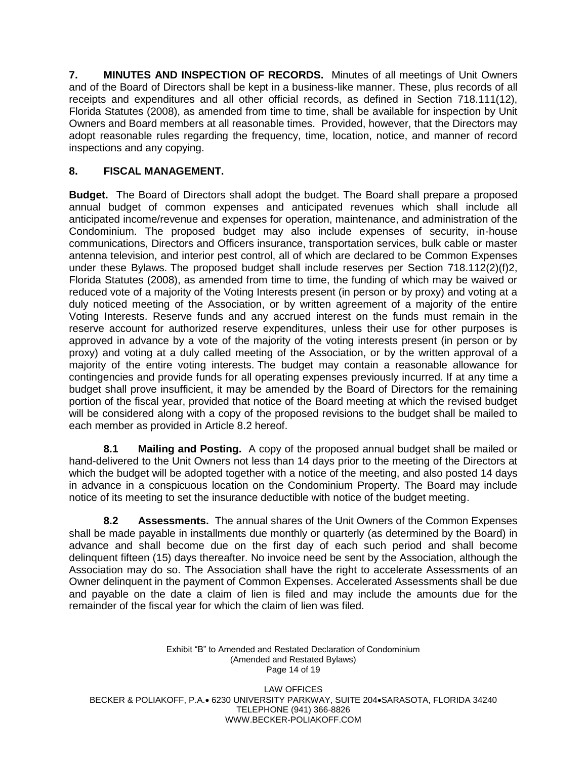**7. MINUTES AND INSPECTION OF RECORDS.** Minutes of all meetings of Unit Owners and of the Board of Directors shall be kept in a business-like manner. These, plus records of all receipts and expenditures and all other official records, as defined in Section 718.111(12), Florida Statutes (2008), as amended from time to time, shall be available for inspection by Unit Owners and Board members at all reasonable times. Provided, however, that the Directors may adopt reasonable rules regarding the frequency, time, location, notice, and manner of record inspections and any copying.

**8. FISCAL MANAGEMENT.**

**Budget.** The Board of Directors shall adopt the budget. The Board shall prepare a proposed annual budget of common expenses and anticipated revenues which shall include all anticipated income/revenue and expenses for operation, maintenance, and administration of the Condominium. The proposed budget may also include expenses of security, in-house communications, Directors and Officers insurance, transportation services, bulk cable or master antenna television, and interior pest control, all of which are declared to be Common Expenses under these Bylaws. The proposed budget shall include reserves per Section 718.112(2)(f)2, Florida Statutes (2008), as amended from time to time, the funding of which may be waived or reduced vote of a majority of the Voting Interests present (in person or by proxy) and voting at a duly noticed meeting of the Association, or by written agreement of a majority of the entire Voting Interests. Reserve funds and any accrued interest on the funds must remain in the reserve account for authorized reserve expenditures, unless their use for other purposes is approved in advance by a vote of the majority of the voting interests present (in person or by proxy) and voting at a duly called meeting of the Association, or by the written approval of a majority of the entire voting interests. The budget may contain a reasonable allowance for contingencies and provide funds for all operating expenses previously incurred. If at any time a budget shall prove insufficient, it may be amended by the Board of Directors for the remaining portion of the fiscal year, provided that notice of the Board meeting at which the revised budget will be considered along with a copy of the proposed revisions to the budget shall be mailed to each member as provided in Article 8.2 hereof.

**8.1 Mailing and Posting.** A copy of the proposed annual budget shall be mailed or hand-delivered to the Unit Owners not less than 14 days prior to the meeting of the Directors at which the budget will be adopted together with a notice of the meeting, and also posted 14 days in advance in a conspicuous location on the Condominium Property. The Board may include notice of its meeting to set the insurance deductible with notice of the budget meeting.

**8.2 Assessments.** The annual shares of the Unit Owners of the Common Expenses shall be made payable in installments due monthly or quarterly (as determined by the Board) in advance and shall become due on the first day of each such period and shall become delinquent fifteen (15) days thereafter. No invoice need be sent by the Association, although the Association may do so. The Association shall have the right to accelerate Assessments of an Owner delinquent in the payment of Common Expenses. Accelerated Assessments shall be due and payable on the date a claim of lien is filed and may include the amounts due for the remainder of the fiscal year for which the claim of lien was filed.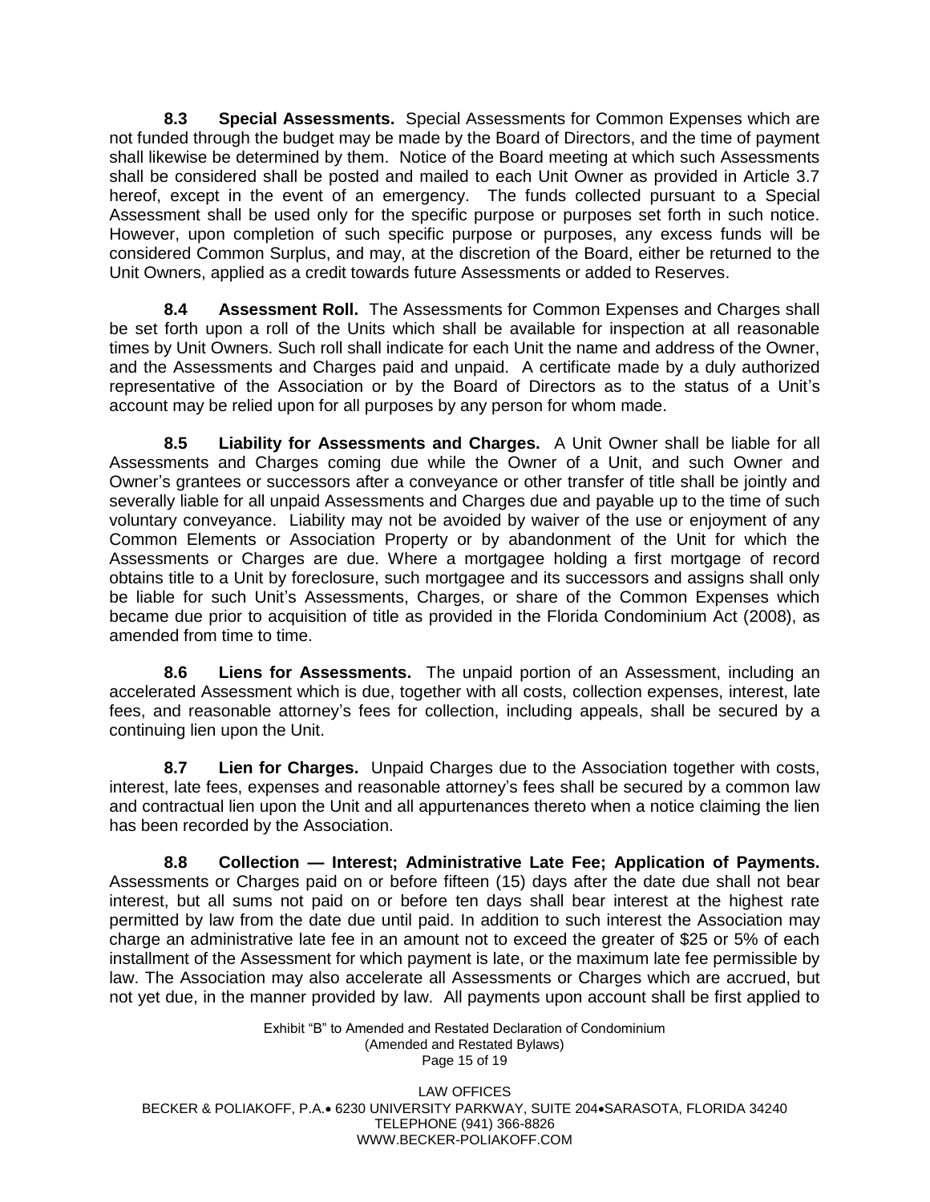**8.3 Special Assessments.** Special Assessments for Common Expenses which are not funded through the budget may be made by the Board of Directors, and the time of payment shall likewise be determined by them. Notice of the Board meeting at which such Assessments shall be considered shall be posted and mailed to each Unit Owner as provided in Article 3.7 hereof, except in the event of an emergency. The funds collected pursuant to a Special Assessment shall be used only for the specific purpose or purposes set forth in such notice. However, upon completion of such specific purpose or purposes, any excess funds will be considered Common Surplus, and may, at the discretion of the Board, either be returned to the Unit Owners, applied as a credit towards future Assessments or added to Reserves.

**8.4 Assessment Roll.** The Assessments for Common Expenses and Charges shall be set forth upon a roll of the Units which shall be available for inspection at all reasonable times by Unit Owners. Such roll shall indicate for each Unit the name and address of the Owner, and the Assessments and Charges paid and unpaid. A certificate made by a duly authorized representative of the Association or by the Board of Directors as to the status of a Unit's account may be relied upon for all purposes by any person for whom made.

**8.5 Liability for Assessments and Charges.** A Unit Owner shall be liable for all Assessments and Charges coming due while the Owner of a Unit, and such Owner and Owner's grantees or successors after a conveyance or other transfer of title shall be jointly and severally liable for all unpaid Assessments and Charges due and payable up to the time of such voluntary conveyance. Liability may not be avoided by waiver of the use or enjoyment of any Common Elements or Association Property or by abandonment of the Unit for which the Assessments or Charges are due. Where a mortgagee holding a first mortgage of record obtains title to a Unit by foreclosure, such mortgagee and its successors and assigns shall only be liable for such Unit's Assessments, Charges, or share of the Common Expenses which became due prior to acquisition of title as provided in the Florida Condominium Act (2008), as amended from time to time.

**8.6 Liens for Assessments.** The unpaid portion of an Assessment, including an accelerated Assessment which is due, together with all costs, collection expenses, interest, late fees, and reasonable attorney's fees for collection, including appeals, shall be secured by a continuing lien upon the Unit.

**8.7 Lien for Charges.** Unpaid Charges due to the Association together with costs, interest, late fees, expenses and reasonable attorney's fees shall be secured by a common law and contractual lien upon the Unit and all appurtenances thereto when a notice claiming the lien has been recorded by the Association.

**8.8 Collection — Interest; Administrative Late Fee; Application of Payments.** Assessments or Charges paid on or before fifteen (15) days after the date due shall not bear interest, but all sums not paid on or before ten days shall bear interest at the highest rate permitted by law from the date due until paid. In addition to such interest the Association may charge an administrative late fee in an amount not to exceed the greater of $25 or 5% of each installment of the Assessment for which payment is late, or the maximum late fee permissible by law. The Association may also accelerate all Assessments or Charges which are accrued, but not yet due, in the manner provided by law. All payments upon account shall be first applied to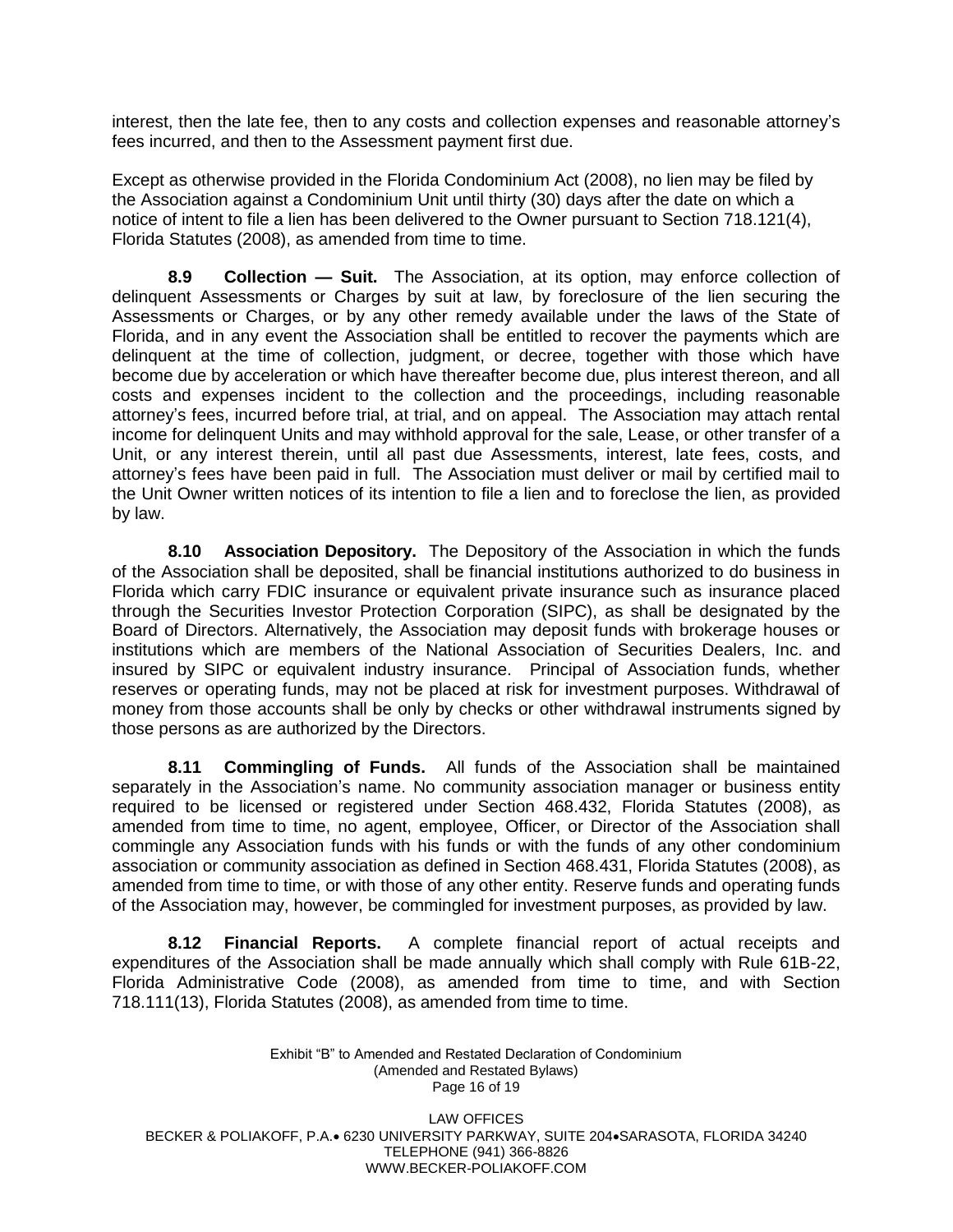interest, then the late fee, then to any costs and collection expenses and reasonable attorney's fees incurred, and then to the Assessment payment first due.

Except as otherwise provided in the Florida Condominium Act (2008), no lien may be filed by the Association against a Condominium Unit until thirty (30) days after the date on which a notice of intent to file a lien has been delivered to the Owner pursuant to Section 718.121(4), Florida Statutes (2008), as amended from time to time.

**8.9 Collection — Suit.** The Association, at its option, may enforce collection of delinquent Assessments or Charges by suit at law, by foreclosure of the lien securing the Assessments or Charges, or by any other remedy available under the laws of the State of Florida, and in any event the Association shall be entitled to recover the payments which are delinquent at the time of collection, judgment, or decree, together with those which have become due by acceleration or which have thereafter become due, plus interest thereon, and all costs and expenses incident to the collection and the proceedings, including reasonable attorney's fees, incurred before trial, at trial, and on appeal. The Association may attach rental income for delinquent Units and may withhold approval for the sale, Lease, or other transfer of a Unit, or any interest therein, until all past due Assessments, interest, late fees, costs, and attorney's fees have been paid in full. The Association must deliver or mail by certified mail to the Unit Owner written notices of its intention to file a lien and to foreclose the lien, as provided by law.

**8.10 Association Depository.** The Depository of the Association in which the funds of the Association shall be deposited, shall be financial institutions authorized to do business in Florida which carry FDIC insurance or equivalent private insurance such as insurance placed through the Securities Investor Protection Corporation (SIPC), as shall be designated by the Board of Directors. Alternatively, the Association may deposit funds with brokerage houses or institutions which are members of the National Association of Securities Dealers, Inc. and insured by SIPC or equivalent industry insurance. Principal of Association funds, whether reserves or operating funds, may not be placed at risk for investment purposes. Withdrawal of money from those accounts shall be only by checks or other withdrawal instruments signed by those persons as are authorized by the Directors.

**8.11 Commingling of Funds.** All funds of the Association shall be maintained separately in the Association's name. No community association manager or business entity required to be licensed or registered under Section 468.432, Florida Statutes (2008), as amended from time to time, no agent, employee, Officer, or Director of the Association shall commingle any Association funds with his funds or with the funds of any other condominium association or community association as defined in Section 468.431, Florida Statutes (2008), as amended from time to time, or with those of any other entity. Reserve funds and operating funds of the Association may, however, be commingled for investment purposes, as provided by law.

**8.12 Financial Reports.** A complete financial report of actual receipts and expenditures of the Association shall be made annually which shall comply with Rule 61B-22, Florida Administrative Code (2008), as amended from time to time, and with Section 718.111(13), Florida Statutes (2008), as amended from time to time.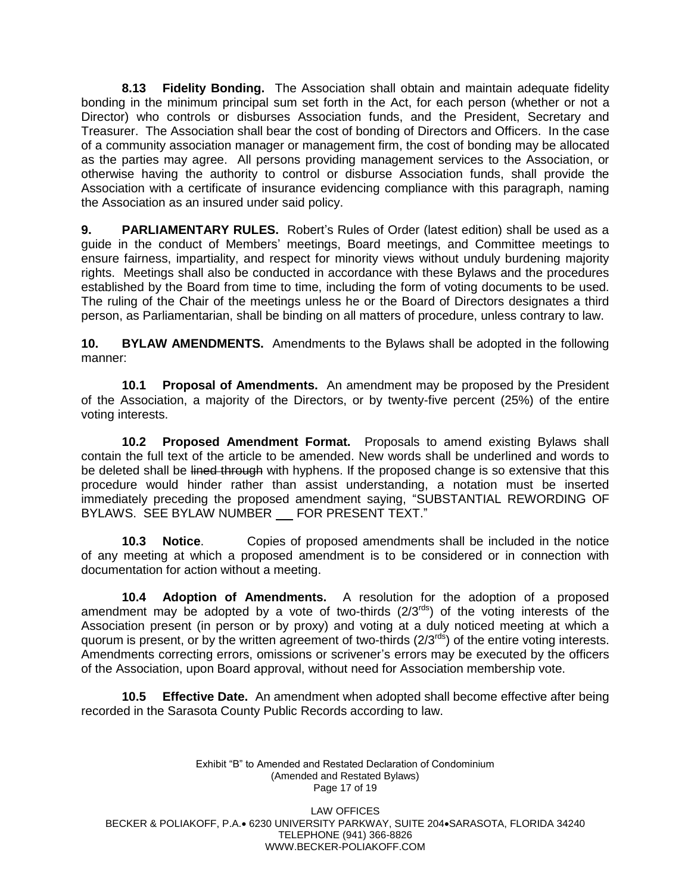**8.13 Fidelity Bonding.** The Association shall obtain and maintain adequate fidelity bonding in the minimum principal sum set forth in the Act, for each person (whether or not a Director) who controls or disburses Association funds, and the President, Secretary and Treasurer. The Association shall bear the cost of bonding of Directors and Officers. In the case of a community association manager or management firm, the cost of bonding may be allocated as the parties may agree. All persons providing management services to the Association, or otherwise having the authority to control or disburse Association funds, shall provide the Association with a certificate of insurance evidencing compliance with this paragraph, naming the Association as an insured under said policy.

**9. PARLIAMENTARY RULES.** Robert's Rules of Order (latest edition) shall be used as a guide in the conduct of Members' meetings, Board meetings, and Committee meetings to ensure fairness, impartiality, and respect for minority views without unduly burdening majority rights. Meetings shall also be conducted in accordance with these Bylaws and the procedures established by the Board from time to time, including the form of voting documents to be used. The ruling of the Chair of the meetings unless he or the Board of Directors designates a third person, as Parliamentarian, shall be binding on all matters of procedure, unless contrary to law.

**10. BYLAW AMENDMENTS.** Amendments to the Bylaws shall be adopted in the following manner:

**10.1 Proposal of Amendments.** An amendment may be proposed by the President of the Association, a majority of the Directors, or by twenty-five percent (25%) of the entire voting interests.

**10.2 Proposed Amendment Format.** Proposals to amend existing Bylaws shall contain the full text of the article to be amended. New words shall be underlined and words to be deleted shall be ~~lined through~~ with hyphens. If the proposed change is so extensive that this procedure would hinder rather than assist understanding, a notation must be inserted immediately preceding the proposed amendment saying, "SUBSTANTIAL REWORDING OF BYLAWS. SEE BYLAW NUMBER \_\_\_ FOR PRESENT TEXT."

**10.3 Notice**. Copies of proposed amendments shall be included in the notice of any meeting at which a proposed amendment is to be considered or in connection with documentation for action without a meeting.

**10.4 Adoption of Amendments.** A resolution for the adoption of a proposed amendment may be adopted by a vote of two-thirds (2/3rds) of the voting interests of the Association present (in person or by proxy) and voting at a duly noticed meeting at which a quorum is present, or by the written agreement of two-thirds (2/3rds) of the entire voting interests. Amendments correcting errors, omissions or scrivener's errors may be executed by the officers of the Association, upon Board approval, without need for Association membership vote.

**10.5 Effective Date.** An amendment when adopted shall become effective after being recorded in the Sarasota County Public Records according to law.

Exhibit "B" to Amended and Restated Declaration of Condominium
(Amended and Restated Bylaws)

LAW OFFICES
BECKER & POLIAKOFF, P.A.• 6230 UNIVERSITY PARKWAY, SUITE 204•SARASOTA, FLORIDA 34240
TELEPHONE (941) 366-8826
WWW.BECKER-POLIAKOFF.COM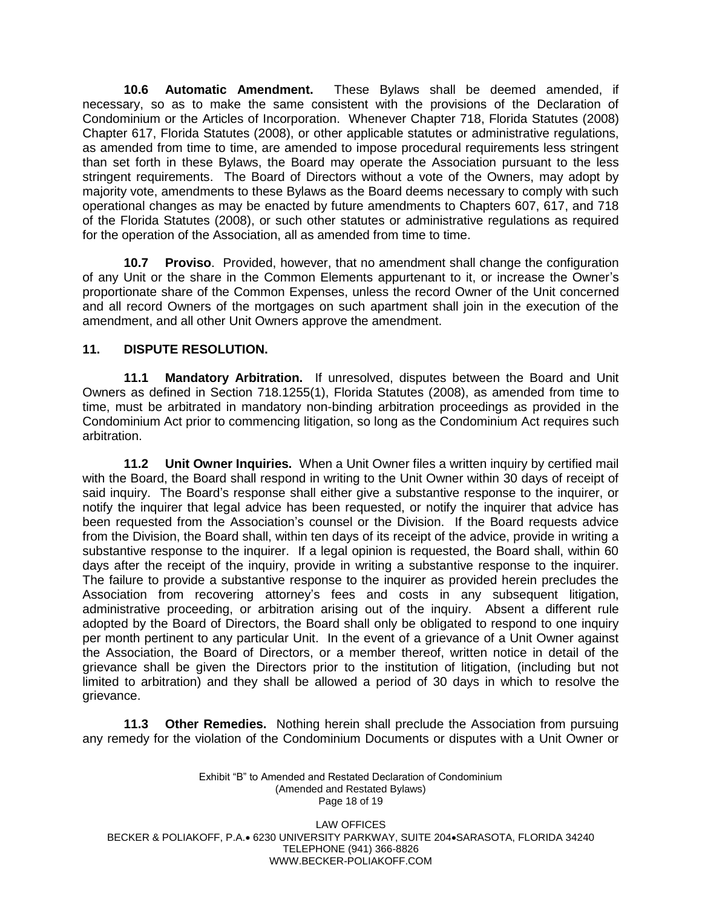**10.6 Automatic Amendment.** These Bylaws shall be deemed amended, if necessary, so as to make the same consistent with the provisions of the Declaration of Condominium or the Articles of Incorporation. Whenever Chapter 718, Florida Statutes (2008) Chapter 617, Florida Statutes (2008), or other applicable statutes or administrative regulations, as amended from time to time, are amended to impose procedural requirements less stringent than set forth in these Bylaws, the Board may operate the Association pursuant to the less stringent requirements. The Board of Directors without a vote of the Owners, may adopt by majority vote, amendments to these Bylaws as the Board deems necessary to comply with such operational changes as may be enacted by future amendments to Chapters 607, 617, and 718 of the Florida Statutes (2008), or such other statutes or administrative regulations as required for the operation of the Association, all as amended from time to time.

**10.7 Proviso**. Provided, however, that no amendment shall change the configuration of any Unit or the share in the Common Elements appurtenant to it, or increase the Owner's proportionate share of the Common Expenses, unless the record Owner of the Unit concerned and all record Owners of the mortgages on such apartment shall join in the execution of the amendment, and all other Unit Owners approve the amendment.

## 11. DISPUTE RESOLUTION.

**11.1 Mandatory Arbitration.** If unresolved, disputes between the Board and Unit Owners as defined in Section 718.1255(1), Florida Statutes (2008), as amended from time to time, must be arbitrated in mandatory non-binding arbitration proceedings as provided in the Condominium Act prior to commencing litigation, so long as the Condominium Act requires such arbitration.

**11.2 Unit Owner Inquiries.** When a Unit Owner files a written inquiry by certified mail with the Board, the Board shall respond in writing to the Unit Owner within 30 days of receipt of said inquiry. The Board's response shall either give a substantive response to the inquirer, or notify the inquirer that legal advice has been requested, or notify the inquirer that advice has been requested from the Association's counsel or the Division. If the Board requests advice from the Division, the Board shall, within ten days of its receipt of the advice, provide in writing a substantive response to the inquirer. If a legal opinion is requested, the Board shall, within 60 days after the receipt of the inquiry, provide in writing a substantive response to the inquirer. The failure to provide a substantive response to the inquirer as provided herein precludes the Association from recovering attorney's fees and costs in any subsequent litigation, administrative proceeding, or arbitration arising out of the inquiry. Absent a different rule adopted by the Board of Directors, the Board shall only be obligated to respond to one inquiry per month pertinent to any particular Unit. In the event of a grievance of a Unit Owner against the Association, the Board of Directors, or a member thereof, written notice in detail of the grievance shall be given the Directors prior to the institution of litigation, (including but not limited to arbitration) and they shall be allowed a period of 30 days in which to resolve the grievance.

**11.3 Other Remedies.** Nothing herein shall preclude the Association from pursuing any remedy for the violation of the Condominium Documents or disputes with a Unit Owner or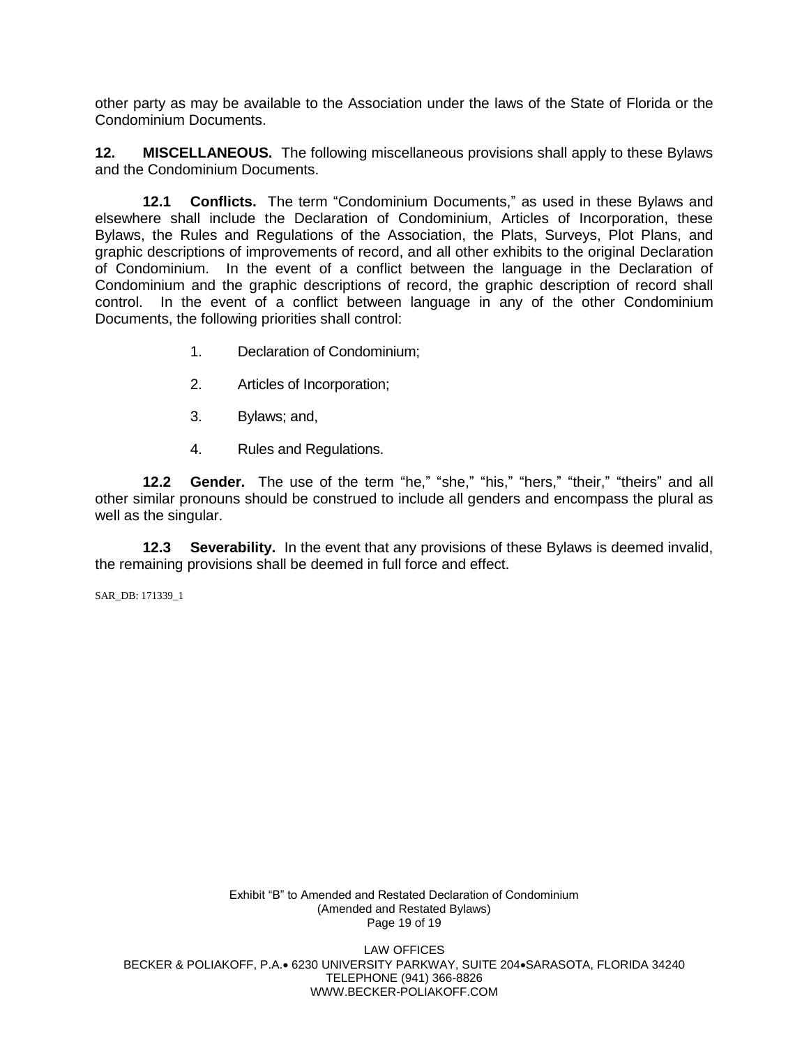other party as may be available to the Association under the laws of the State of Florida or the Condominium Documents.

**12. MISCELLANEOUS.** The following miscellaneous provisions shall apply to these Bylaws and the Condominium Documents.

**12.1 Conflicts.** The term "Condominium Documents," as used in these Bylaws and elsewhere shall include the Declaration of Condominium, Articles of Incorporation, these Bylaws, the Rules and Regulations of the Association, the Plats, Surveys, Plot Plans, and graphic descriptions of improvements of record, and all other exhibits to the original Declaration of Condominium. In the event of a conflict between the language in the Declaration of Condominium and the graphic descriptions of record, the graphic description of record shall control. In the event of a conflict between language in any of the other Condominium Documents, the following priorities shall control:

1. Declaration of Condominium;
2. Articles of Incorporation;
3. Bylaws; and,
4. Rules and Regulations.

**12.2 Gender.** The use of the term "he," "she," "his," "hers," "their," "theirs" and all other similar pronouns should be construed to include all genders and encompass the plural as well as the singular.

**12.3 Severability.** In the event that any provisions of these Bylaws is deemed invalid, the remaining provisions shall be deemed in full force and effect.

SAR_DB: 171339_1